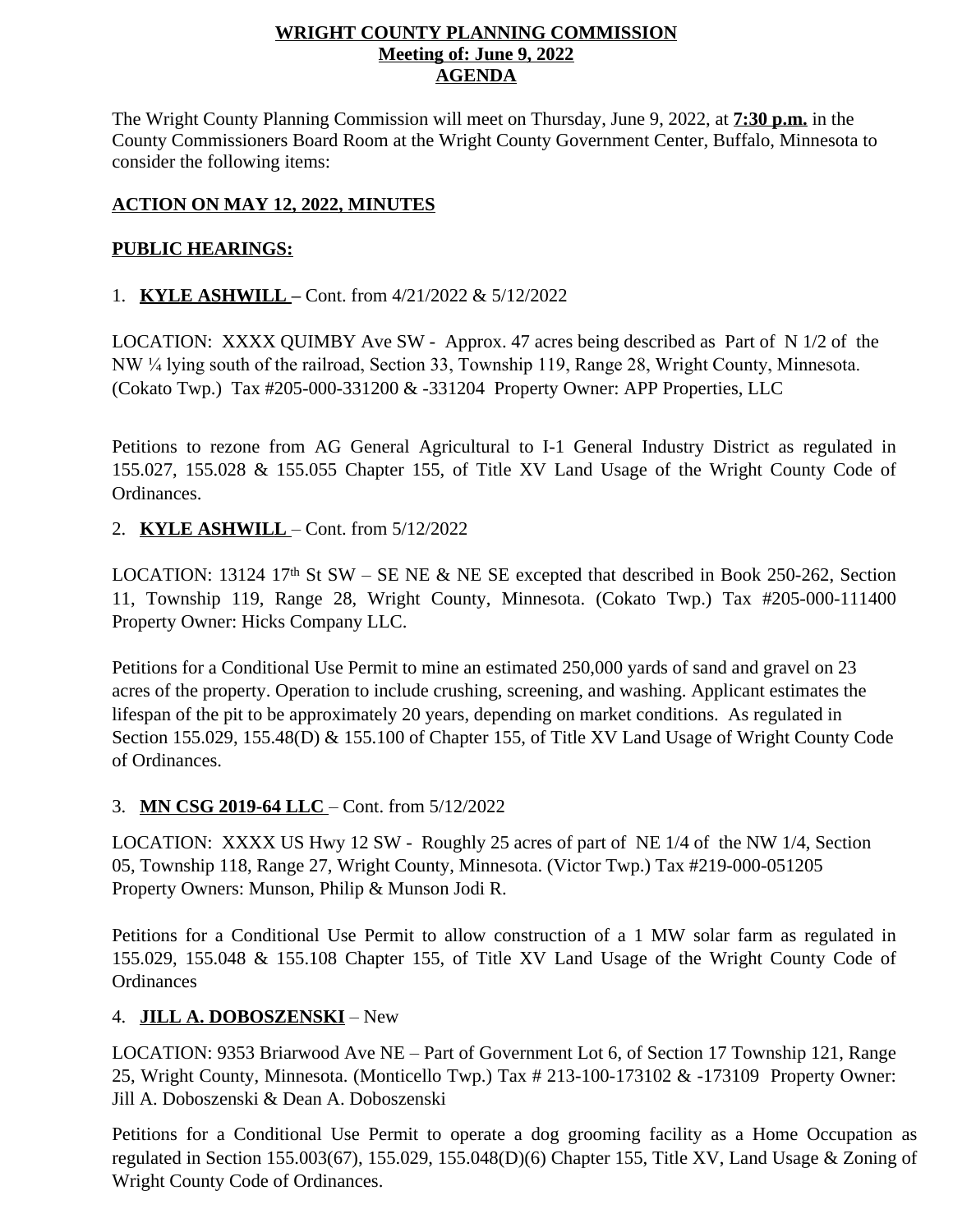**WRIGHT COUNTY PLANNING COMMISSION**
**Meeting of: June 9, 2022**
**AGENDA**

The Wright County Planning Commission will meet on Thursday, June 9, 2022, at **7:30 p.m.** in the County Commissioners Board Room at the Wright County Government Center, Buffalo, Minnesota to consider the following items:

**ACTION ON MAY 12, 2022, MINUTES**

**PUBLIC HEARINGS:**

1. **KYLE ASHWILL –** Cont. from 4/21/2022 & 5/12/2022

LOCATION: XXXX QUIMBY Ave SW - Approx. 47 acres being described as Part of N 1/2 of the NW ¼ lying south of the railroad, Section 33, Township 119, Range 28, Wright County, Minnesota. (Cokato Twp.) Tax #205-000-331200 & -331204 Property Owner: APP Properties, LLC

Petitions to rezone from AG General Agricultural to I-1 General Industry District as regulated in 155.027, 155.028 & 155.055 Chapter 155, of Title XV Land Usage of the Wright County Code of Ordinances.

2. **KYLE ASHWILL** – Cont. from 5/12/2022

LOCATION: 13124 17th St SW – SE NE & NE SE excepted that described in Book 250-262, Section 11, Township 119, Range 28, Wright County, Minnesota. (Cokato Twp.) Tax #205-000-111400 Property Owner: Hicks Company LLC.

Petitions for a Conditional Use Permit to mine an estimated 250,000 yards of sand and gravel on 23 acres of the property. Operation to include crushing, screening, and washing. Applicant estimates the lifespan of the pit to be approximately 20 years, depending on market conditions. As regulated in Section 155.029, 155.48(D) & 155.100 of Chapter 155, of Title XV Land Usage of Wright County Code of Ordinances.

3. **MN CSG 2019-64 LLC** – Cont. from 5/12/2022

LOCATION: XXXX US Hwy 12 SW - Roughly 25 acres of part of NE 1/4 of the NW 1/4, Section 05, Township 118, Range 27, Wright County, Minnesota. (Victor Twp.) Tax #219-000-051205 Property Owners: Munson, Philip & Munson Jodi R.

Petitions for a Conditional Use Permit to allow construction of a 1 MW solar farm as regulated in 155.029, 155.048 & 155.108 Chapter 155, of Title XV Land Usage of the Wright County Code of Ordinances

4. **JILL A. DOBOSZENSKI** – New

LOCATION: 9353 Briarwood Ave NE – Part of Government Lot 6, of Section 17 Township 121, Range 25, Wright County, Minnesota. (Monticello Twp.) Tax # 213-100-173102 & -173109 Property Owner: Jill A. Doboszenski & Dean A. Doboszenski

Petitions for a Conditional Use Permit to operate a dog grooming facility as a Home Occupation as regulated in Section 155.003(67), 155.029, 155.048(D)(6) Chapter 155, Title XV, Land Usage & Zoning of Wright County Code of Ordinances.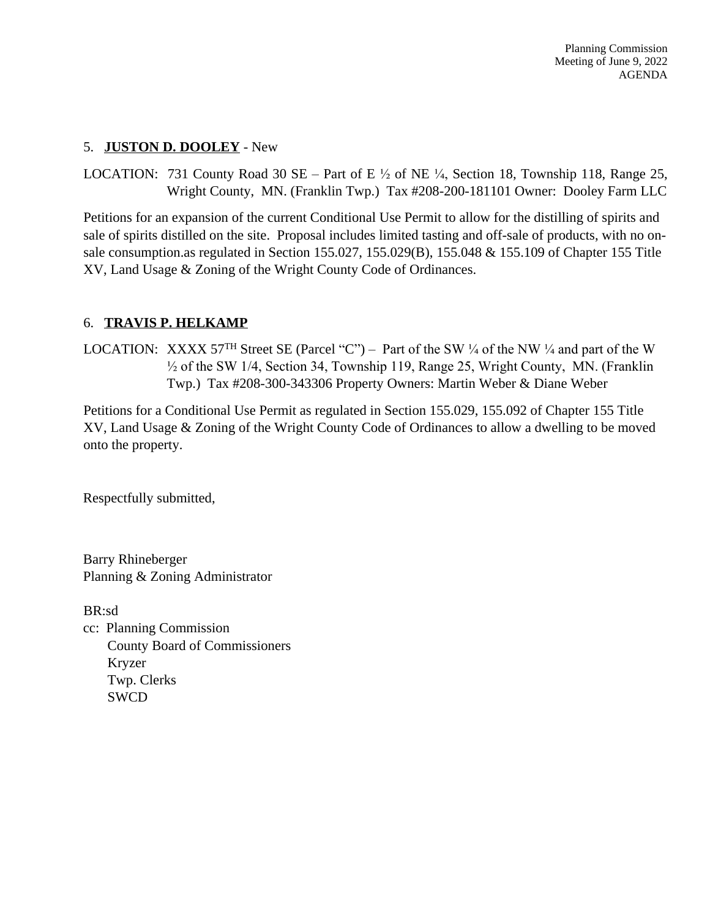5. **JUSTON D. DOOLEY** - New

LOCATION: 731 County Road 30 SE – Part of E ½ of NE ¼, Section 18, Township 118, Range 25, Wright County, MN. (Franklin Twp.) Tax #208-200-181101 Owner: Dooley Farm LLC

Petitions for an expansion of the current Conditional Use Permit to allow for the distilling of spirits and sale of spirits distilled on the site. Proposal includes limited tasting and off-sale of products, with no on-sale consumption.as regulated in Section 155.027, 155.029(B), 155.048 & 155.109 of Chapter 155 Title XV, Land Usage & Zoning of the Wright County Code of Ordinances.

6. **TRAVIS P. HELKAMP**

LOCATION: XXXX 57TH Street SE (Parcel "C") – Part of the SW ¼ of the NW ¼ and part of the W ½ of the SW 1/4, Section 34, Township 119, Range 25, Wright County, MN. (Franklin Twp.) Tax #208-300-343306 Property Owners: Martin Weber & Diane Weber

Petitions for a Conditional Use Permit as regulated in Section 155.029, 155.092 of Chapter 155 Title XV, Land Usage & Zoning of the Wright County Code of Ordinances to allow a dwelling to be moved onto the property.

Respectfully submitted,

Barry Rhineberger
Planning & Zoning Administrator

BR:sd
cc: Planning Commission
County Board of Commissioners
Kryzer
Twp. Clerks
SWCD